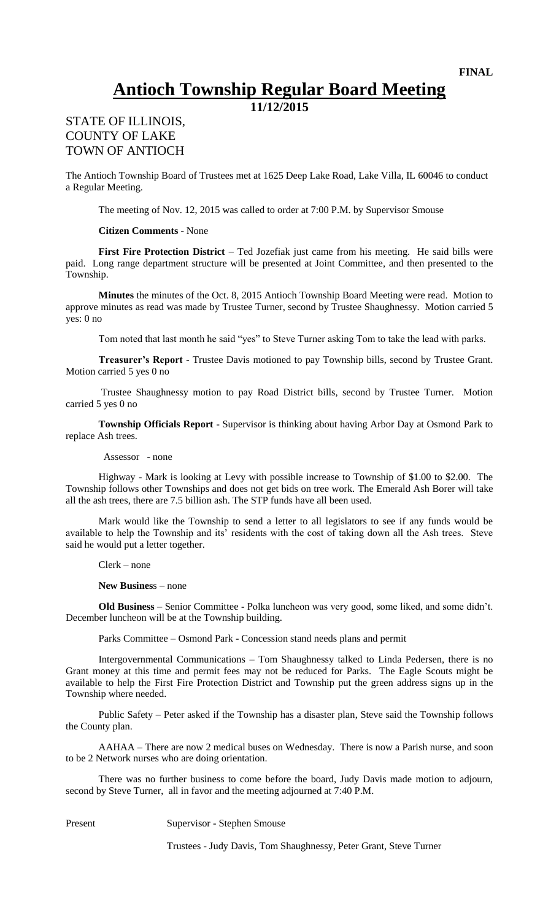**FINAL**

# Antioch Township Regular Board Meeting

**11/12/2015**

STATE OF ILLINOIS,
COUNTY OF LAKE
TOWN OF ANTIOCH

The Antioch Township Board of Trustees met at 1625 Deep Lake Road, Lake Villa, IL 60046 to conduct a Regular Meeting.

The meeting of Nov. 12, 2015 was called to order at 7:00 P.M. by Supervisor Smouse

**Citizen Comments** - None

**First Fire Protection District** – Ted Jozefiak just came from his meeting. He said bills were paid. Long range department structure will be presented at Joint Committee, and then presented to the Township.

**Minutes** the minutes of the Oct. 8, 2015 Antioch Township Board Meeting were read. Motion to approve minutes as read was made by Trustee Turner, second by Trustee Shaughnessy. Motion carried 5 yes: 0 no

Tom noted that last month he said "yes" to Steve Turner asking Tom to take the lead with parks.

**Treasurer's Report** - Trustee Davis motioned to pay Township bills, second by Trustee Grant. Motion carried 5 yes 0 no

Trustee Shaughnessy motion to pay Road District bills, second by Trustee Turner. Motion carried 5 yes 0 no

**Township Officials Report** - Supervisor is thinking about having Arbor Day at Osmond Park to replace Ash trees.

Assessor - none

Highway - Mark is looking at Levy with possible increase to Township of $1.00 to $2.00. The Township follows other Townships and does not get bids on tree work. The Emerald Ash Borer will take all the ash trees, there are 7.5 billion ash. The STP funds have all been used.

Mark would like the Township to send a letter to all legislators to see if any funds would be available to help the Township and its' residents with the cost of taking down all the Ash trees. Steve said he would put a letter together.

Clerk – none

**New Business** – none

**Old Business** – Senior Committee - Polka luncheon was very good, some liked, and some didn't. December luncheon will be at the Township building.

Parks Committee – Osmond Park - Concession stand needs plans and permit

Intergovernmental Communications – Tom Shaughnessy talked to Linda Pedersen, there is no Grant money at this time and permit fees may not be reduced for Parks. The Eagle Scouts might be available to help the First Fire Protection District and Township put the green address signs up in the Township where needed.

Public Safety – Peter asked if the Township has a disaster plan, Steve said the Township follows the County plan.

AAHAA – There are now 2 medical buses on Wednesday. There is now a Parish nurse, and soon to be 2 Network nurses who are doing orientation.

There was no further business to come before the board, Judy Davis made motion to adjourn, second by Steve Turner, all in favor and the meeting adjourned at 7:40 P.M.

Present | Supervisor - Stephen Smouse

Trustees - Judy Davis, Tom Shaughnessy, Peter Grant, Steve Turner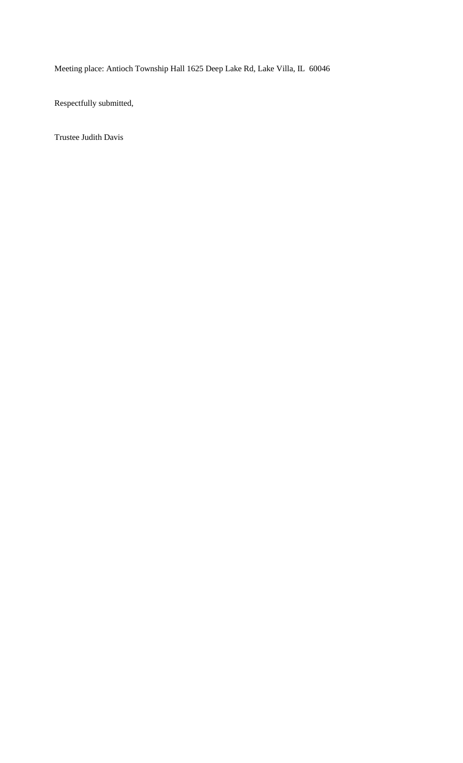Meeting place: Antioch Township Hall 1625 Deep Lake Rd, Lake Villa, IL  60046

Respectfully submitted,

Trustee Judith Davis